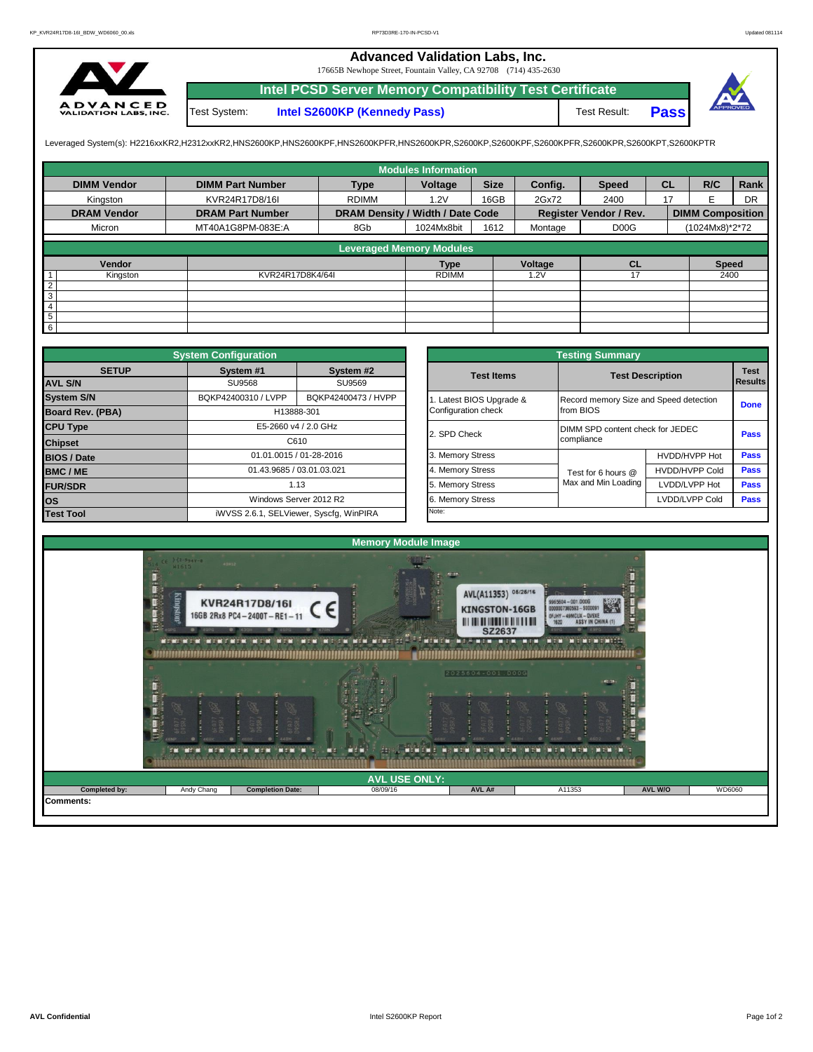# Advanced Validation Labs, Inc.

17665B Newhope Street, Fountain Valley, CA 92708 (714) 435-2630

## Intel PCSD Server Memory Compatibility Test Certificate

Test System: **Intel S2600KP (Kennedy Pass)** Test Result: **Pass**

Leveraged System(s): H2216xxKR2,H2312xxKR2,HNS2600KP,HNS2600KPF,HNS2600KPFR,HNS2600KPR,S2600KP,S2600KPF,S2600KPFR,S2600KPR,S2600KPT,S2600KPTR

### Modules Information

| DIMM Vendor | DIMM Part Number | Type | Voltage | Size | Config. | Speed | CL | R/C | Rank |
|---|---|---|---|---|---|---|---|---|---|
| Kingston | KVR24R17D8/16I | RDIMM | 1.2V | 16GB | 2Gx72 | 2400 | 17 | E | DR |
| **DRAM Vendor** | **DRAM Part Number** | **DRAM Density / Width / Date Code** | | | **Register Vendor / Rev.** | | **DIMM Composition** | | |
| Micron | MT40A1G8PM-083E:A | 8Gb | 1024Mx8bit | 1612 | Montage | D00G | (1024Mx8)*2*72 | | |

### Leveraged Memory Modules

| | Vendor | | Type | Voltage | CL | Speed |
|---|---|---|---|---|---|---|
| 1 | Kingston | KVR24R17D8K4/64I | RDIMM | 1.2V | 17 | 2400 |
| 2 | | | | | | |
| 3 | | | | | | |
| 4 | | | | | | |
| 5 | | | | | | |
| 6 | | | | | | |

### System Configuration

| SETUP | System #1 | System #2 |
|---|---|---|
| **AVL S/N** | SU9568 | SU9569 |
| **System S/N** | BQKP42400310 / LVPP | BQKP42400473 / HVPP |
| **Board Rev. (PBA)** | H13888-301 | |
| **CPU Type** | E5-2660 v4 / 2.0 GHz | |
| **Chipset** | C610 | |
| **BIOS / Date** | 01.01.0015 / 01-28-2016 | |
| **BMC / ME** | 01.43.9685 / 03.01.03.021 | |
| **FUR/SDR** | 1.13 | |
| **OS** | Windows Server 2012 R2 | |
| **Test Tool** | iWVSS 2.6.1, SELViewer, Syscfg, WinPIRA | |

### Testing Summary

| Test Items | Test Description | | Test Results |
|---|---|---|---|
| 1. Latest BIOS Upgrade & Configuration check | Record memory Size and Speed detection from BIOS | | Done |
| 2. SPD Check | DIMM SPD content check for JEDEC compliance | | Pass |
| 3. Memory Stress | Test for 6 hours @ Max and Min Loading | HVDD/HVPP Hot | Pass |
| 4. Memory Stress | | HVDD/HVPP Cold | Pass |
| 5. Memory Stress | | LVDD/LVPP Hot | Pass |
| 6. Memory Stress | | LVDD/LVPP Cold | Pass |

Note:

### Memory Module Image

### AVL USE ONLY:

| Completed by: | Andy Chang | Completion Date: | 08/09/16 | AVL A# | A11353 | AVL W/O | WD6060 |
|---|---|---|---|---|---|---|---|

**Comments:**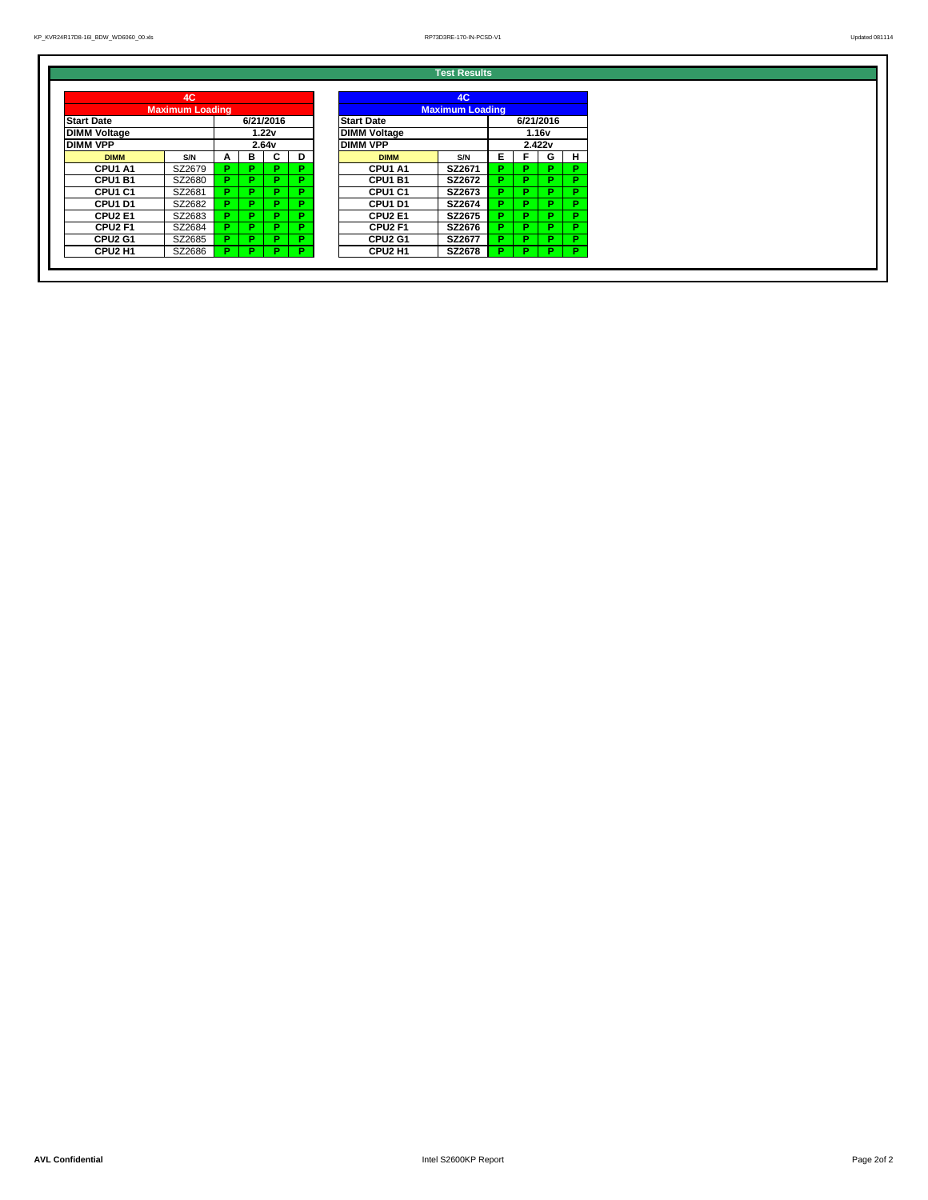## Test Results

| 4C Maximum Loading | | | | | |
|---|---|---|---|---|---|
| Start Date | | 6/21/2016 | | | |
| DIMM Voltage | | 1.22v | | | |
| DIMM VPP | | 2.64v | | | |
| DIMM | S/N | A | B | C | D |
| CPU1 A1 | SZ2679 | P | P | P | P |
| CPU1 B1 | SZ2680 | P | P | P | P |
| CPU1 C1 | SZ2681 | P | P | P | P |
| CPU1 D1 | SZ2682 | P | P | P | P |
| CPU2 E1 | SZ2683 | P | P | P | P |
| CPU2 F1 | SZ2684 | P | P | P | P |
| CPU2 G1 | SZ2685 | P | P | P | P |
| CPU2 H1 | SZ2686 | P | P | P | P |

| 4C Maximum Loading | | | | | |
|---|---|---|---|---|---|
| Start Date | | 6/21/2016 | | | |
| DIMM Voltage | | 1.16v | | | |
| DIMM VPP | | 2.422v | | | |
| DIMM | S/N | E | F | G | H |
| CPU1 A1 | SZ2671 | P | P | P | P |
| CPU1 B1 | SZ2672 | P | P | P | P |
| CPU1 C1 | SZ2673 | P | P | P | P |
| CPU1 D1 | SZ2674 | P | P | P | P |
| CPU2 E1 | SZ2675 | P | P | P | P |
| CPU2 F1 | SZ2676 | P | P | P | P |
| CPU2 G1 | SZ2677 | P | P | P | P |
| CPU2 H1 | SZ2678 | P | P | P | P |